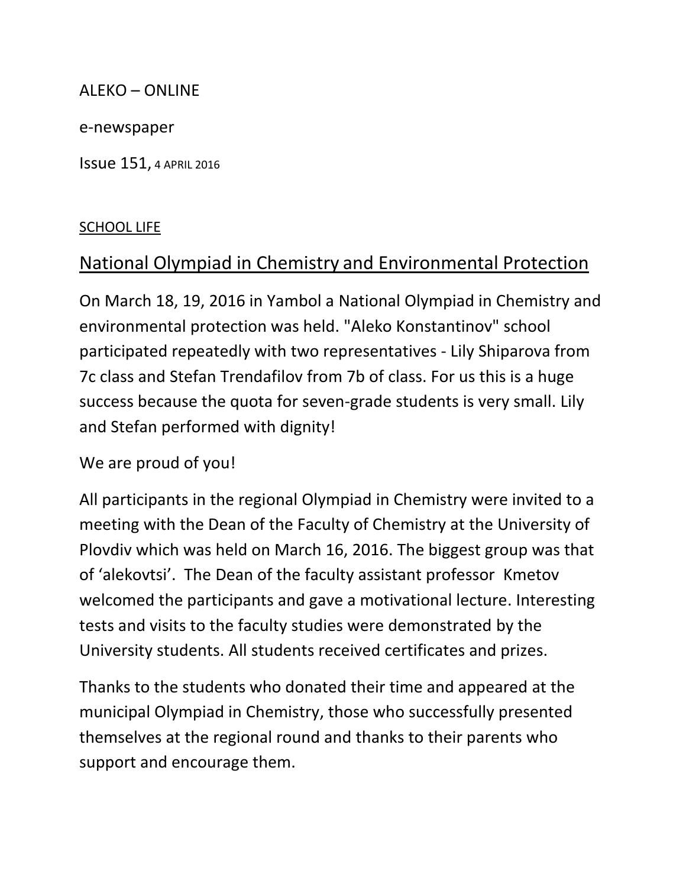ALEKO – ONLINE

e-newspaper

Issue 151, 4 APRIL 2016

SCHOOL LIFE

## National Olympiad in Chemistry and Environmental Protection

On March 18, 19, 2016 in Yambol a National Olympiad in Chemistry and environmental protection was held. "Aleko Konstantinov" school participated repeatedly with two representatives - Lily Shiparova from 7c class and Stefan Trendafilov from 7b of class. For us this is a huge success because the quota for seven-grade students is very small. Lily and Stefan performed with dignity!

We are proud of you!

All participants in the regional Olympiad in Chemistry were invited to a meeting with the Dean of the Faculty of Chemistry at the University of Plovdiv which was held on March 16, 2016. The biggest group was that of 'alekovtsi'. The Dean of the faculty assistant professor Kmetov welcomed the participants and gave a motivational lecture. Interesting tests and visits to the faculty studies were demonstrated by the University students. All students received certificates and prizes.

Thanks to the students who donated their time and appeared at the municipal Olympiad in Chemistry, those who successfully presented themselves at the regional round and thanks to their parents who support and encourage them.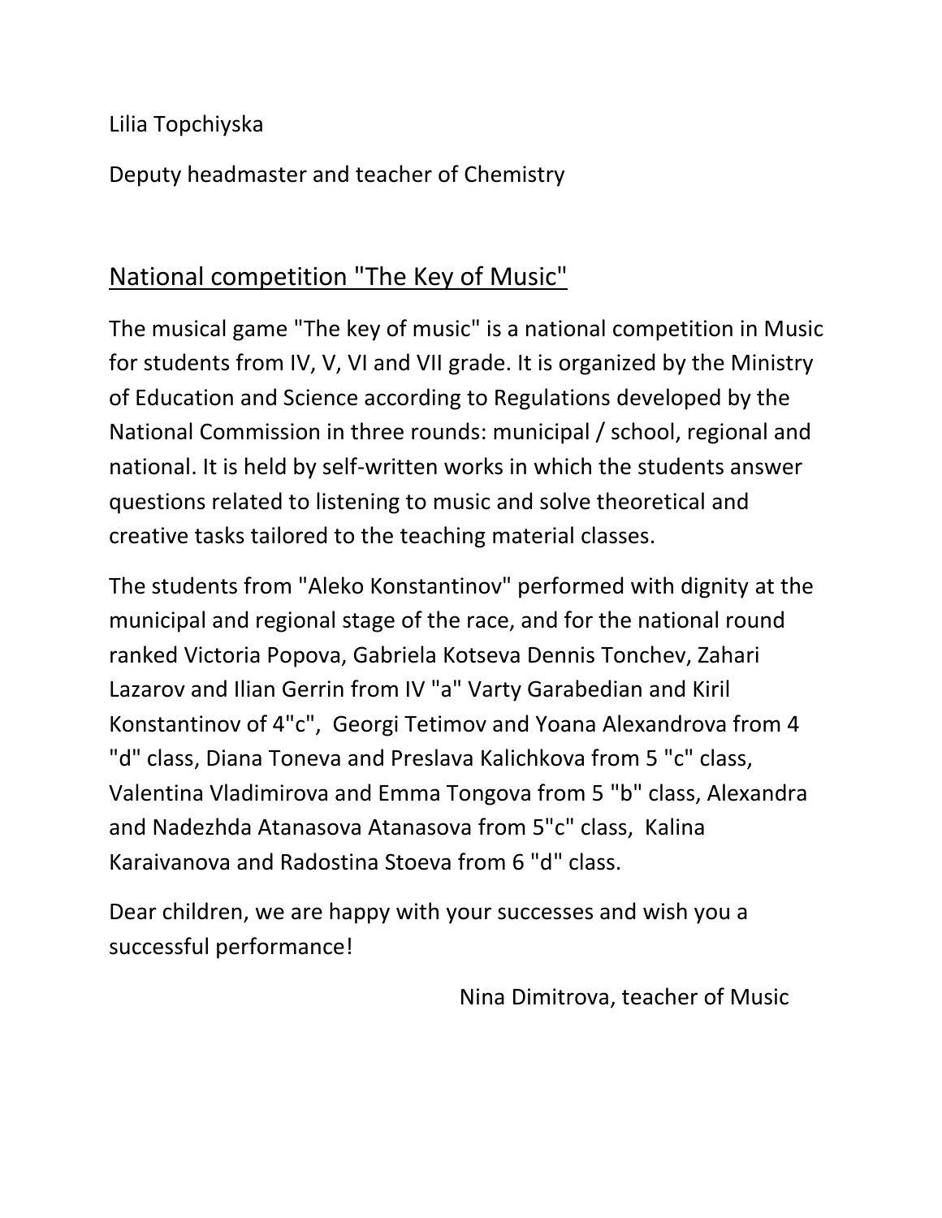Lilia Topchiyska

Deputy headmaster and teacher of Chemistry

## National competition "The Key of Music"

The musical game "The key of music" is a national competition in Music for students from IV, V, VI and VII grade. It is organized by the Ministry of Education and Science according to Regulations developed by the National Commission in three rounds: municipal / school, regional and national. It is held by self-written works in which the students answer questions related to listening to music and solve theoretical and creative tasks tailored to the teaching material classes.

The students from "Aleko Konstantinov" performed with dignity at the municipal and regional stage of the race, and for the national round ranked Victoria Popova, Gabriela Kotseva Dennis Tonchev, Zahari Lazarov and Ilian Gerrin from IV "a" Varty Garabedian and Kiril Konstantinov of 4"c", Georgi Tetimov and Yoana Alexandrova from 4 "d" class, Diana Toneva and Preslava Kalichkova from 5 "c" class, Valentina Vladimirova and Emma Tongova from 5 "b" class, Alexandra and Nadezhda Atanasova Atanasova from 5"c" class, Kalina Karaivanova and Radostina Stoeva from 6 "d" class.

Dear children, we are happy with your successes and wish you a successful performance!

Nina Dimitrova, teacher of Music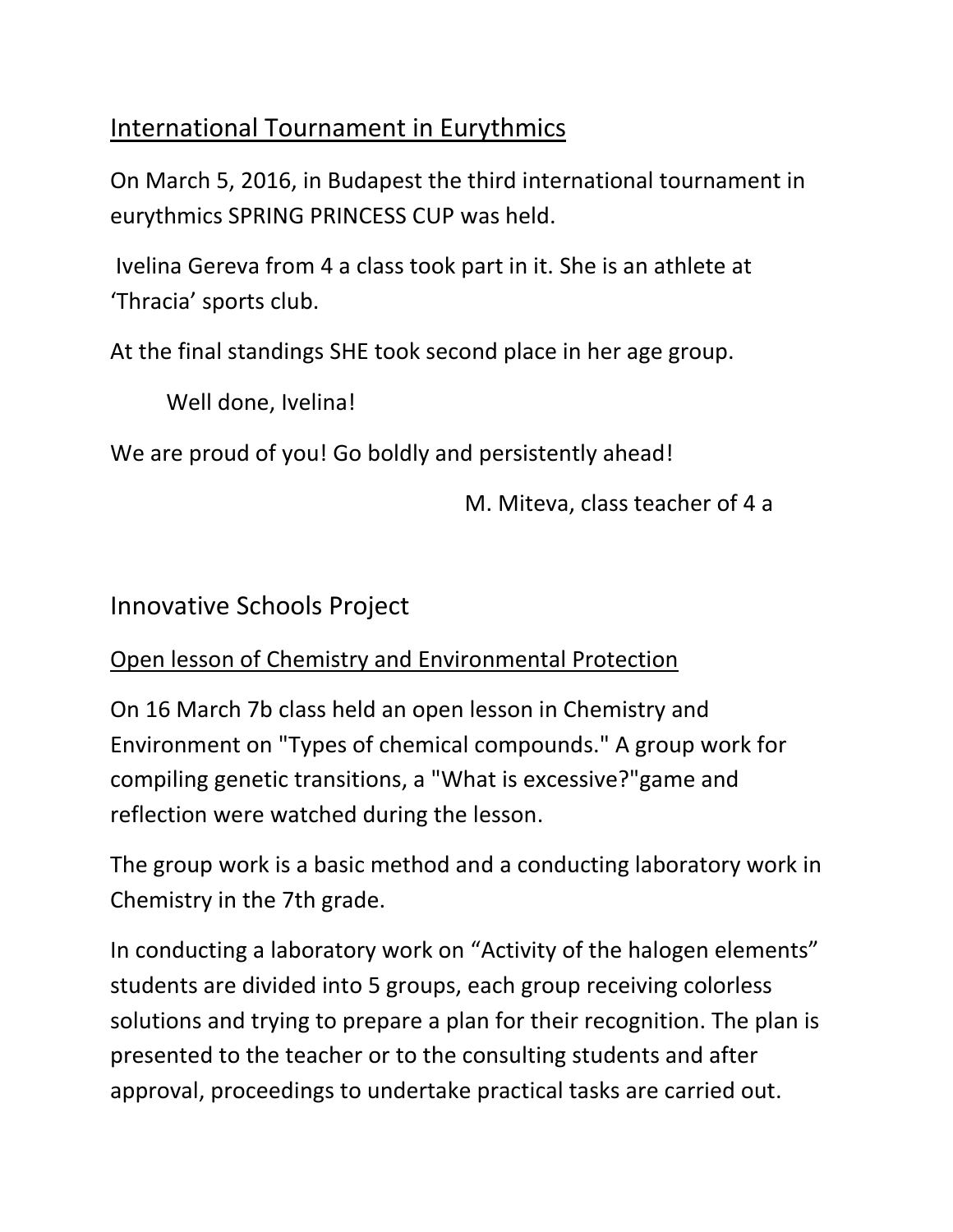## International Tournament in Eurythmics

On March 5, 2016, in Budapest the third international tournament in eurythmics SPRING PRINCESS CUP was held.

Ivelina Gereva from 4 a class took part in it. She is an athlete at 'Thracia' sports club.

At the final standings SHE took second place in her age group.

Well done, Ivelina!

We are proud of you! Go boldly and persistently ahead!

M. Miteva, class teacher of 4 a

## Innovative Schools Project

### Open lesson of Chemistry and Environmental Protection

On 16 March 7b class held an open lesson in Chemistry and Environment on "Types of chemical compounds." A group work for compiling genetic transitions, a "What is excessive?"game and reflection were watched during the lesson.

The group work is a basic method and a conducting laboratory work in Chemistry in the 7th grade.

In conducting a laboratory work on "Activity of the halogen elements" students are divided into 5 groups, each group receiving colorless solutions and trying to prepare a plan for their recognition. The plan is presented to the teacher or to the consulting students and after approval, proceedings to undertake practical tasks are carried out.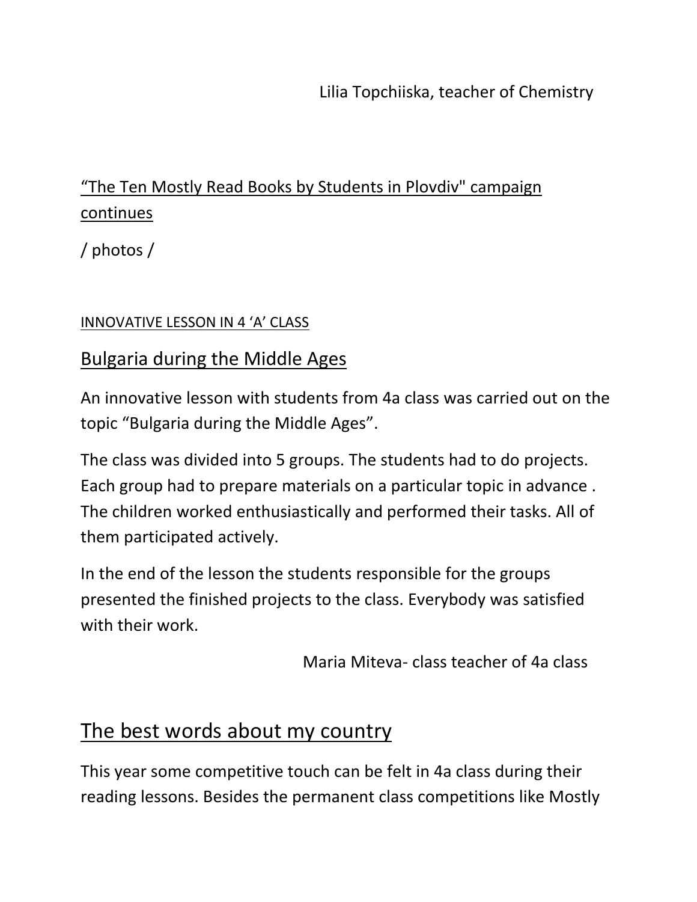Lilia Topchiiska, teacher of Chemistry

"The Ten Mostly Read Books by Students in Plovdiv" campaign continues

/ photos /

INNOVATIVE LESSON IN 4 'A' CLASS

## Bulgaria during the Middle Ages

An innovative lesson with students from 4a class was carried out on the topic "Bulgaria during the Middle Ages".

The class was divided into 5 groups. The students had to do projects. Each group had to prepare materials on a particular topic in advance . The children worked enthusiastically and performed their tasks. All of them participated actively.

In the end of the lesson the students responsible for the groups presented the finished projects to the class. Everybody was satisfied with their work.

Maria Miteva- class teacher of 4a class

## The best words about my country

This year some competitive touch can be felt in 4a class during their reading lessons. Besides the permanent class competitions like Mostly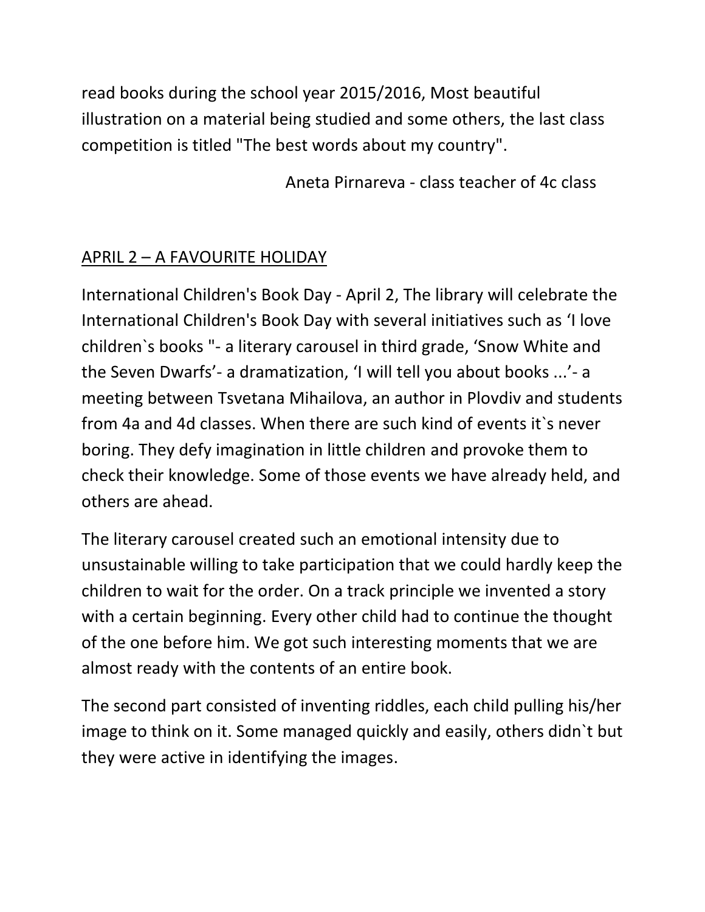read books during the school year 2015/2016, Most beautiful illustration on a material being studied and some others, the last class competition is titled "The best words about my country".

Aneta Pirnareva - class teacher of 4c class

## APRIL 2 – A FAVOURITE HOLIDAY

International Children's Book Day - April 2, The library will celebrate the International Children's Book Day with several initiatives such as ‘I love children`s books "- a literary carousel in third grade, ‘Snow White and the Seven Dwarfs’- a dramatization, ‘I will tell you about books ...’- a meeting between Tsvetana Mihailova, an author in Plovdiv and students from 4a and 4d classes. When there are such kind of events it`s never boring. They defy imagination in little children and provoke them to check their knowledge. Some of those events we have already held, and others are ahead.

The literary carousel created such an emotional intensity due to unsustainable willing to take participation that we could hardly keep the children to wait for the order. On a track principle we invented a story with a certain beginning. Every other child had to continue the thought of the one before him. We got such interesting moments that we are almost ready with the contents of an entire book.

The second part consisted of inventing riddles, each child pulling his/her image to think on it. Some managed quickly and easily, others didn`t but they were active in identifying the images.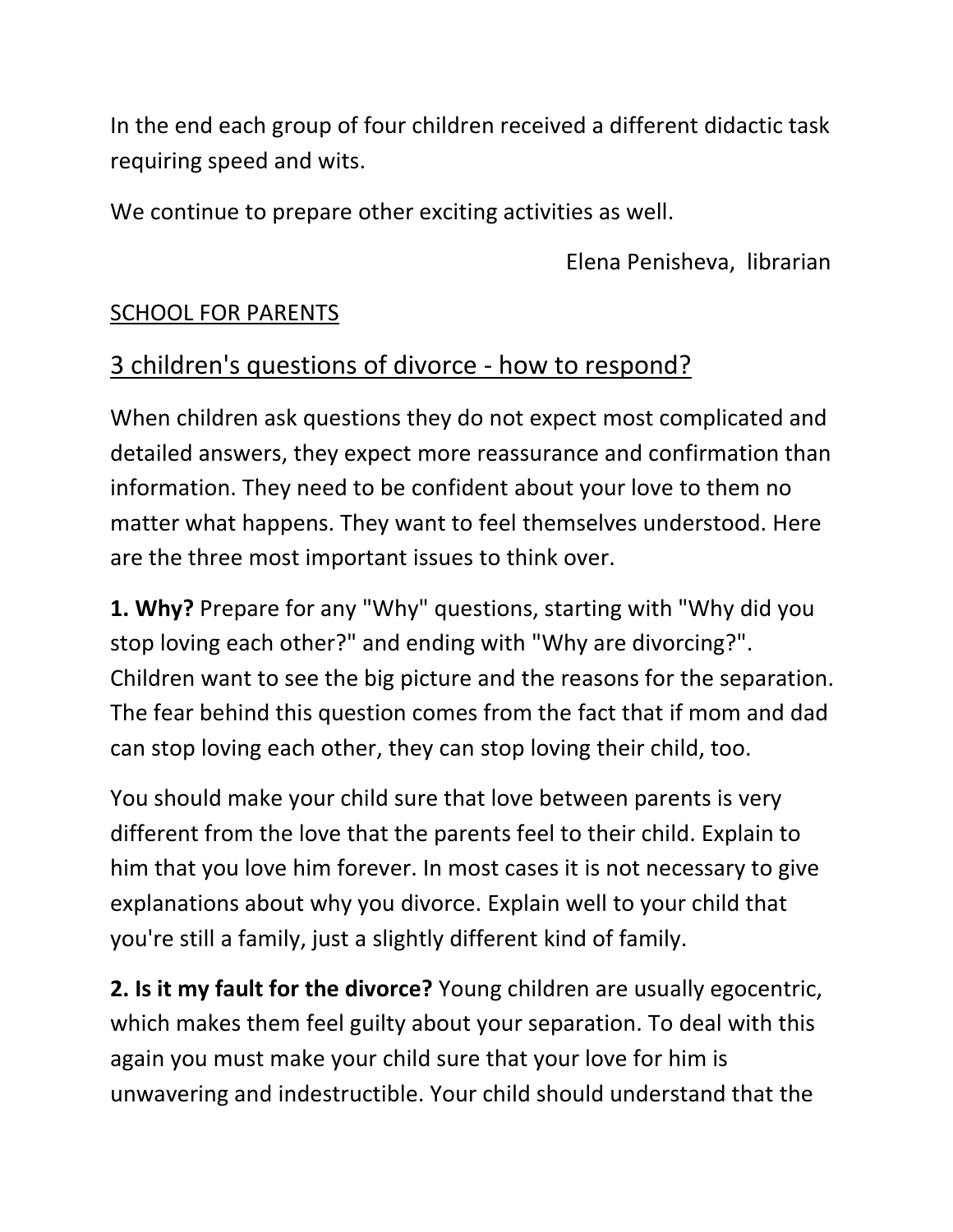In the end each group of four children received a different didactic task requiring speed and wits.

We continue to prepare other exciting activities as well.

Elena Penisheva, librarian

SCHOOL FOR PARENTS

## 3 children's questions of divorce - how to respond?

When children ask questions they do not expect most complicated and detailed answers, they expect more reassurance and confirmation than information. They need to be confident about your love to them no matter what happens. They want to feel themselves understood. Here are the three most important issues to think over.

**1. Why?** Prepare for any "Why" questions, starting with "Why did you stop loving each other?" and ending with "Why are divorcing?". Children want to see the big picture and the reasons for the separation. The fear behind this question comes from the fact that if mom and dad can stop loving each other, they can stop loving their child, too.

You should make your child sure that love between parents is very different from the love that the parents feel to their child. Explain to him that you love him forever. In most cases it is not necessary to give explanations about why you divorce. Explain well to your child that you're still a family, just a slightly different kind of family.

**2. Is it my fault for the divorce?** Young children are usually egocentric, which makes them feel guilty about your separation. To deal with this again you must make your child sure that your love for him is unwavering and indestructible. Your child should understand that the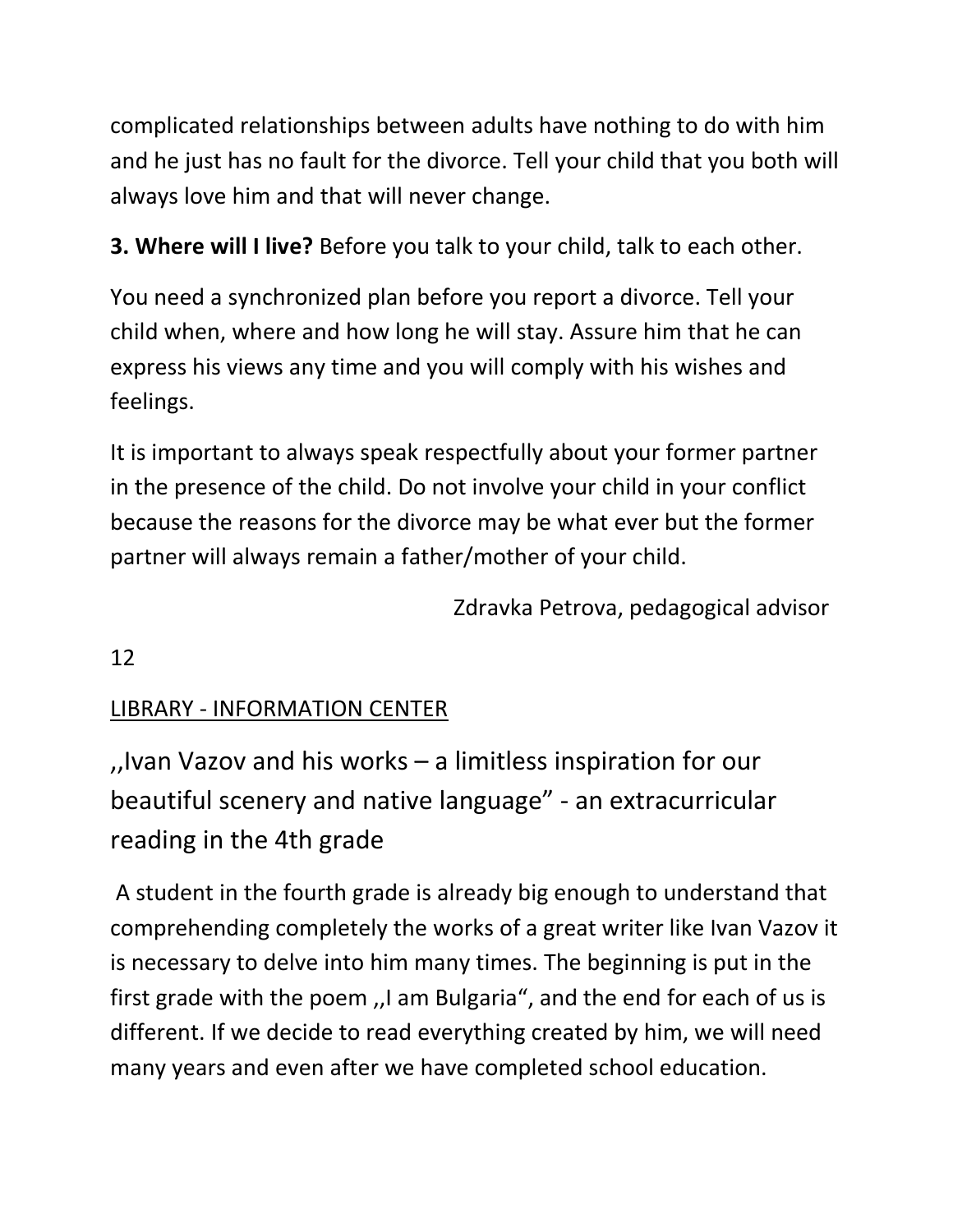complicated relationships between adults have nothing to do with him and he just has no fault for the divorce. Tell your child that you both will always love him and that will never change.

**3. Where will I live?** Before you talk to your child, talk to each other.

You need a synchronized plan before you report a divorce. Tell your child when, where and how long he will stay. Assure him that he can express his views any time and you will comply with his wishes and feelings.

It is important to always speak respectfully about your former partner in the presence of the child. Do not involve your child in your conflict because the reasons for the divorce may be what ever but the former partner will always remain a father/mother of your child.

Zdravka Petrova, pedagogical advisor

12

LIBRARY - INFORMATION CENTER

## ,,Ivan Vazov and his works – a limitless inspiration for our beautiful scenery and native language" - an extracurricular reading in the 4th grade

A student in the fourth grade is already big enough to understand that comprehending completely the works of a great writer like Ivan Vazov it is necessary to delve into him many times. The beginning is put in the first grade with the poem ,,I am Bulgaria", and the end for each of us is different. If we decide to read everything created by him, we will need many years and even after we have completed school education.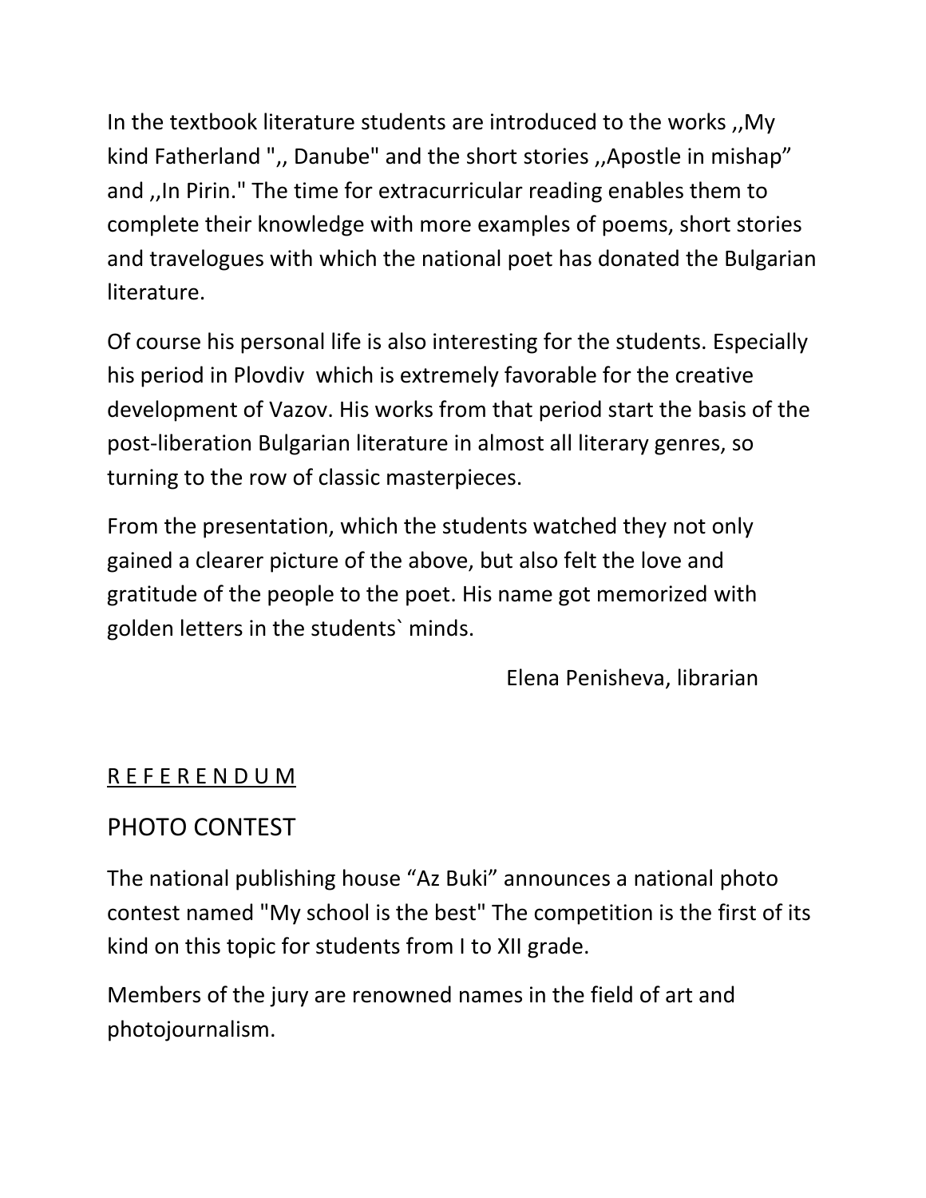In the textbook literature students are introduced to the works ,,My kind Fatherland ",, Danube" and the short stories ,,Apostle in mishap" and ,,In Pirin." The time for extracurricular reading enables them to complete their knowledge with more examples of poems, short stories and travelogues with which the national poet has donated the Bulgarian literature.

Of course his personal life is also interesting for the students. Especially his period in Plovdiv which is extremely favorable for the creative development of Vazov. His works from that period start the basis of the post-liberation Bulgarian literature in almost all literary genres, so turning to the row of classic masterpieces.

From the presentation, which the students watched they not only gained a clearer picture of the above, but also felt the love and gratitude of the people to the poet. His name got memorized with golden letters in the students` minds.

Elena Penisheva, librarian

<u>R E F E R E N D U M</u>

## PHOTO CONTEST

The national publishing house "Az Buki" announces a national photo contest named "My school is the best" The competition is the first of its kind on this topic for students from I to XII grade.

Members of the jury are renowned names in the field of art and photojournalism.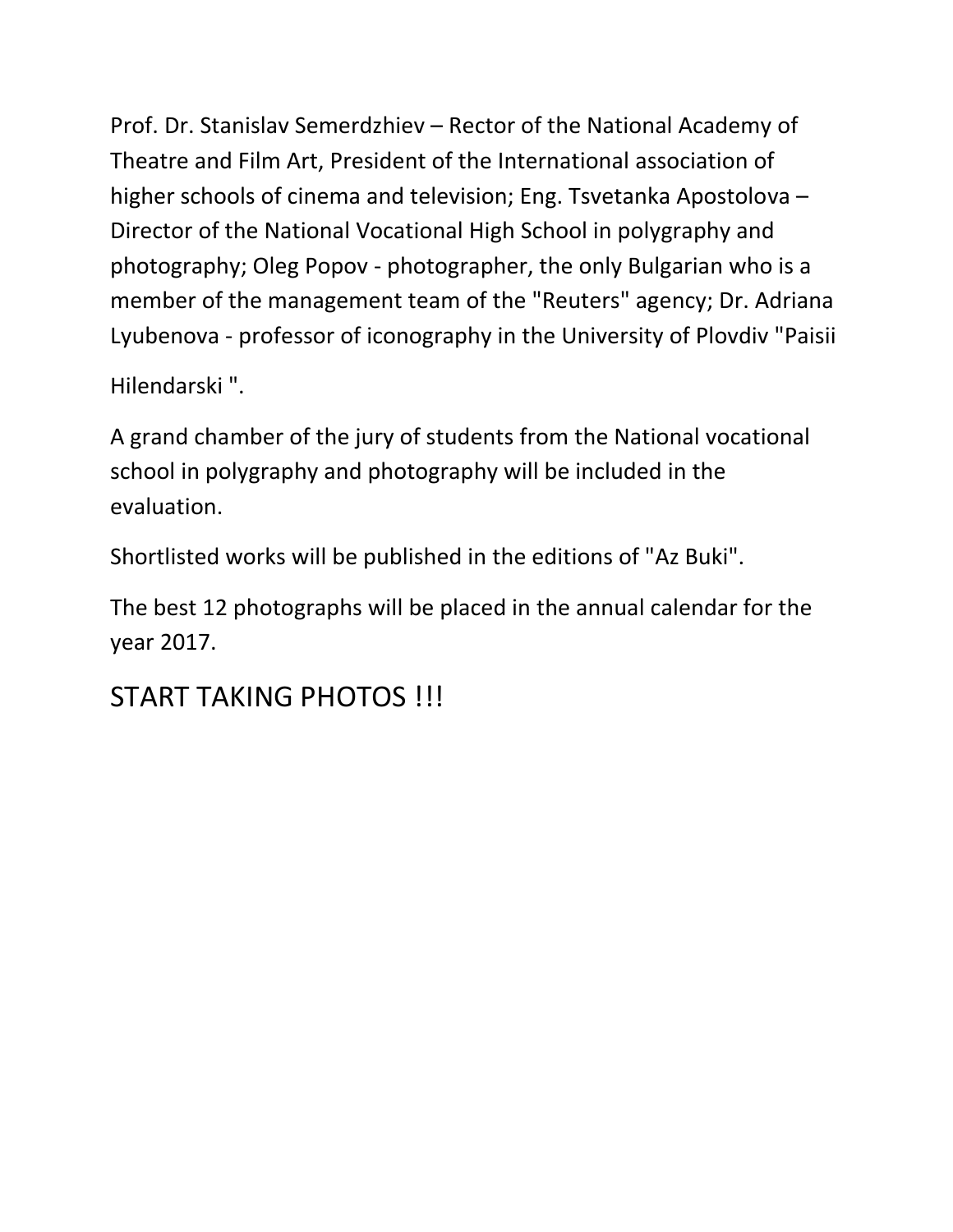Prof. Dr. Stanislav Semerdzhiev – Rector of the National Academy of Theatre and Film Art, President of the International association of higher schools of cinema and television; Eng. Tsvetanka Apostolova – Director of the National Vocational High School in polygraphy and photography; Oleg Popov - photographer, the only Bulgarian who is a member of the management team of the "Reuters" agency; Dr. Adriana Lyubenova - professor of iconography in the University of Plovdiv "Paisii Hilendarski ".

A grand chamber of the jury of students from the National vocational school in polygraphy and photography will be included in the evaluation.

Shortlisted works will be published in the editions of "Az Buki".

The best 12 photographs will be placed in the annual calendar for the year 2017.

## START TAKING PHOTOS !!!